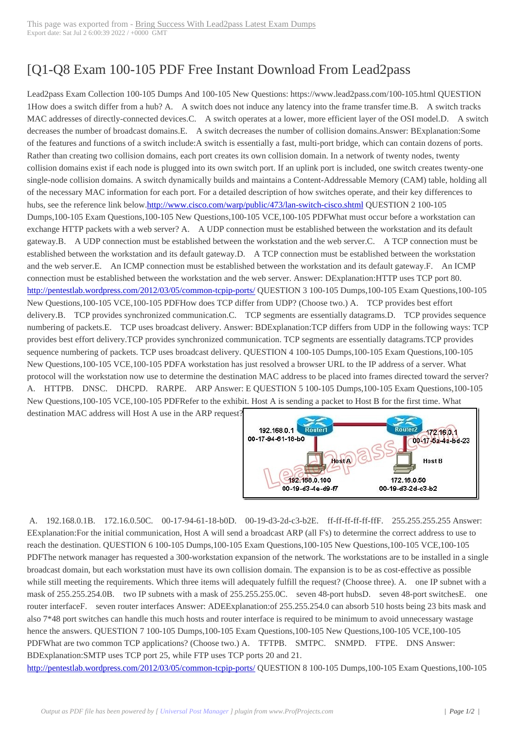# [Q1-Q8 Exam 100-105 PDF Free Instant Download From Lead2pass

Lead2pass Exam Collection 100-105 Dumps And 100-105 New Questions: https://www.lead2pass.com/100-105.html QUESTION 1How does a switch differ from a hub? A.    A switch does not induce any latency into the frame transfer time.B.    A switch tracks MAC addresses of directly-connected devices.C.    A switch operates at a lower, more efficient layer of the OSI model.D.    A switch decreases the number of broadcast domains.E.    A switch decreases the number of collision domains.Answer: BExplanation:Some of the features and functions of a switch include:A switch is essentially a fast, multi-port bridge, which can contain dozens of ports. Rather than creating two collision domains, each port creates its own collision domain. In a network of twenty nodes, twenty collision domains exist if each node is plugged into its own switch port. If an uplink port is included, one switch creates twenty-one single-node collision domains. A switch dynamically builds and maintains a Content-Addressable Memory (CAM) table, holding all of the necessary MAC information for each port. For a detailed description of how switches operate, and their key differences to hubs, see the reference link below.http://www.cisco.com/warp/public/473/lan-switch-cisco.shtml QUESTION 2 100-105 Dumps,100-105 Exam Questions,100-105 New Questions,100-105 VCE,100-105 PDFWhat must occur before a workstation can exchange HTTP packets with a web server? A.    A UDP connection must be established between the workstation and its default gateway.B.    A UDP connection must be established between the workstation and the web server.C.    A TCP connection must be established between the workstation and its default gateway.D.    A TCP connection must be established between the workstation and the web server.E.    An ICMP connection must be established between the workstation and its default gateway.F.    An ICMP connection must be established between the workstation and the web server. Answer: DExplanation:HTTP uses TCP port 80. http://pentestlab.wordpress.com/2012/03/05/common-tcpip-ports/ QUESTION 3 100-105 Dumps,100-105 Exam Questions,100-105 New Questions,100-105 VCE,100-105 PDFHow does TCP differ from UDP? (Choose two.) A.    TCP provides best effort delivery.B.    TCP provides synchronized communication.C.    TCP segments are essentially datagrams.D.    TCP provides sequence numbering of packets.E.    TCP uses broadcast delivery. Answer: BDExplanation:TCP differs from UDP in the following ways: TCP provides best effort delivery.TCP provides synchronized communication. TCP segments are essentially datagrams.TCP provides sequence numbering of packets. TCP uses broadcast delivery. QUESTION 4 100-105 Dumps,100-105 Exam Questions,100-105 New Questions,100-105 VCE,100-105 PDFA workstation has just resolved a browser URL to the IP address of a server. What protocol will the workstation now use to determine the destination MAC address to be placed into frames directed toward the server? A.    HTTPB.    DNSC.    DHCPD.    RARPE.    ARP Answer: E QUESTION 5 100-105 Dumps,100-105 Exam Questions,100-105 New Questions,100-105 VCE,100-105 PDFRefer to the exhibit. Host A is sending a packet to Host B for the first time. What destination MAC address will Host A use in the ARP request?

A.    192.168.0.1B.    172.16.0.50C.    00-17-94-61-18-b0D.    00-19-d3-2d-c3-b2E.    ff-ff-ff-ff-ff-ffF.    255.255.255.255 Answer: EExplanation:For the initial communication, Host A will send a broadcast ARP (all F's) to determine the correct address to use to reach the destination. QUESTION 6 100-105 Dumps,100-105 Exam Questions,100-105 New Questions,100-105 VCE,100-105 PDFThe network manager has requested a 300-workstation expansion of the network. The workstations are to be installed in a single broadcast domain, but each workstation must have its own collision domain. The expansion is to be as cost-effective as possible while still meeting the requirements. Which three items will adequately fulfill the request? (Choose three). A.    one IP subnet with a mask of 255.255.254.0B.    two IP subnets with a mask of 255.255.255.0C.    seven 48-port hubsD.    seven 48-port switchesE.    one router interfaceF.    seven router interfaces Answer: ADEExplanation:of 255.255.254.0 can absorb 510 hosts being 23 bits mask and also 7*48 port switches can handle this much hosts and router interface is required to be minimum to avoid unnecessary wastage hence the answers. QUESTION 7 100-105 Dumps,100-105 Exam Questions,100-105 New Questions,100-105 VCE,100-105 PDFWhat are two common TCP applications? (Choose two.) A.    TFTPB.    SMTPC.    SNMPD.    FTPE.    DNS Answer: BDExplanation:SMTP uses TCP port 25, while FTP uses TCP ports 20 and 21. http://pentestlab.wordpress.com/2012/03/05/common-tcpip-ports/ QUESTION 8 100-105 Dumps,100-105 Exam Questions,100-105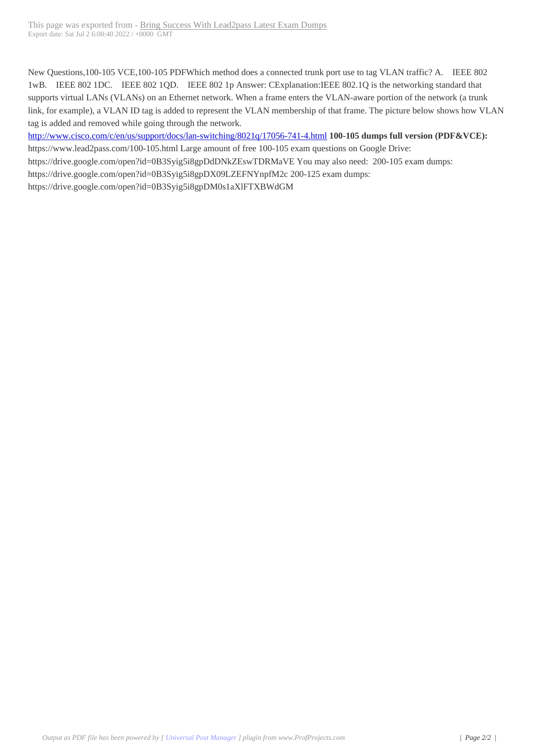New Questions,100-105 VCE,100-105 PDFWhich method does a connected trunk port use to tag VLAN traffic? A. IEEE 802 1wB. IEEE 802 1DC. IEEE 802 1QD. IEEE 802 1p Answer: CExplanation:IEEE 802.1Q is the networking standard that supports virtual LANs (VLANs) on an Ethernet network. When a frame enters the VLAN-aware portion of the network (a trunk link, for example), a VLAN ID tag is added to represent the VLAN membership of that frame. The picture below shows how VLAN tag is added and removed while going through the network.

http://www.cisco.com/c/en/us/support/docs/lan-switching/8021q/17056-741-4.html **100-105 dumps full version (PDF&VCE):** https://www.lead2pass.com/100-105.html Large amount of free 100-105 exam questions on Google Drive: https://drive.google.com/open?id=0B3Syig5i8gpDdDNkZEswTDRMaVE You may also need: 200-105 exam dumps: https://drive.google.com/open?id=0B3Syig5i8gpDX09LZEFNYnpfM2c 200-125 exam dumps: https://drive.google.com/open?id=0B3Syig5i8gpDM0s1aXlFTXBWdGM